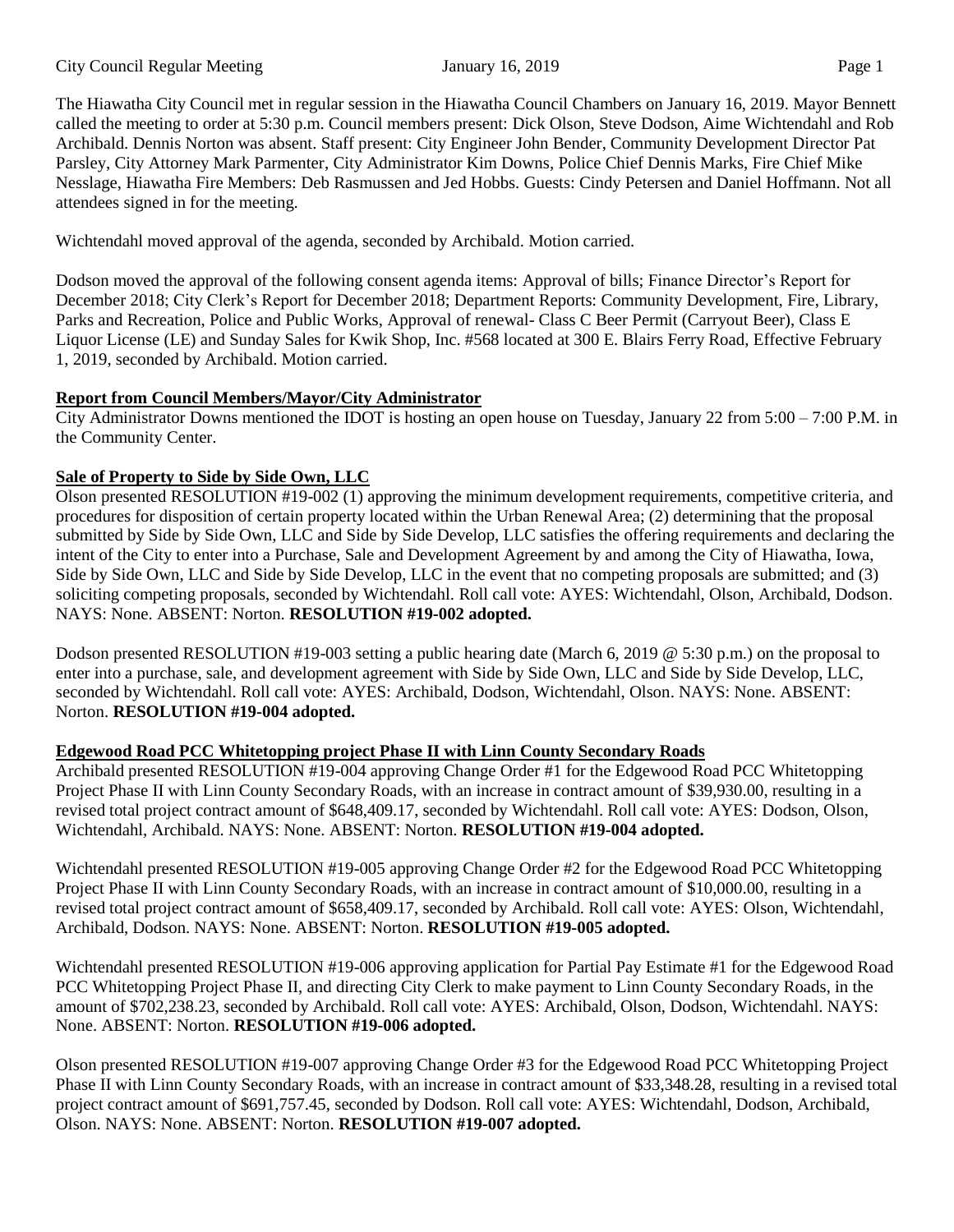The Hiawatha City Council met in regular session in the Hiawatha Council Chambers on January 16, 2019. Mayor Bennett called the meeting to order at 5:30 p.m. Council members present: Dick Olson, Steve Dodson, Aime Wichtendahl and Rob Archibald. Dennis Norton was absent. Staff present: City Engineer John Bender, Community Development Director Pat Parsley, City Attorney Mark Parmenter, City Administrator Kim Downs, Police Chief Dennis Marks, Fire Chief Mike Nesslage, Hiawatha Fire Members: Deb Rasmussen and Jed Hobbs. Guests: Cindy Petersen and Daniel Hoffmann. Not all attendees signed in for the meeting.

Wichtendahl moved approval of the agenda, seconded by Archibald. Motion carried.

Dodson moved the approval of the following consent agenda items: Approval of bills; Finance Director's Report for December 2018; City Clerk's Report for December 2018; Department Reports: Community Development, Fire, Library, Parks and Recreation, Police and Public Works, Approval of renewal- Class C Beer Permit (Carryout Beer), Class E Liquor License (LE) and Sunday Sales for Kwik Shop, Inc. #568 located at 300 E. Blairs Ferry Road, Effective February 1, 2019, seconded by Archibald. Motion carried.

**Report from Council Members/Mayor/City Administrator**

City Administrator Downs mentioned the IDOT is hosting an open house on Tuesday, January 22 from 5:00 – 7:00 P.M. in the Community Center.

**Sale of Property to Side by Side Own, LLC**

Olson presented RESOLUTION #19-002 (1) approving the minimum development requirements, competitive criteria, and procedures for disposition of certain property located within the Urban Renewal Area; (2) determining that the proposal submitted by Side by Side Own, LLC and Side by Side Develop, LLC satisfies the offering requirements and declaring the intent of the City to enter into a Purchase, Sale and Development Agreement by and among the City of Hiawatha, Iowa, Side by Side Own, LLC and Side by Side Develop, LLC in the event that no competing proposals are submitted; and (3) soliciting competing proposals, seconded by Wichtendahl. Roll call vote: AYES: Wichtendahl, Olson, Archibald, Dodson. NAYS: None. ABSENT: Norton. **RESOLUTION #19-002 adopted.**

Dodson presented RESOLUTION #19-003 setting a public hearing date (March 6, 2019 @ 5:30 p.m.) on the proposal to enter into a purchase, sale, and development agreement with Side by Side Own, LLC and Side by Side Develop, LLC, seconded by Wichtendahl. Roll call vote: AYES: Archibald, Dodson, Wichtendahl, Olson. NAYS: None. ABSENT: Norton. **RESOLUTION #19-004 adopted.**

**Edgewood Road PCC Whitetopping project Phase II with Linn County Secondary Roads**

Archibald presented RESOLUTION #19-004 approving Change Order #1 for the Edgewood Road PCC Whitetopping Project Phase II with Linn County Secondary Roads, with an increase in contract amount of $39,930.00, resulting in a revised total project contract amount of $648,409.17, seconded by Wichtendahl. Roll call vote: AYES: Dodson, Olson, Wichtendahl, Archibald. NAYS: None. ABSENT: Norton. **RESOLUTION #19-004 adopted.**

Wichtendahl presented RESOLUTION #19-005 approving Change Order #2 for the Edgewood Road PCC Whitetopping Project Phase II with Linn County Secondary Roads, with an increase in contract amount of $10,000.00, resulting in a revised total project contract amount of $658,409.17, seconded by Archibald. Roll call vote: AYES: Olson, Wichtendahl, Archibald, Dodson. NAYS: None. ABSENT: Norton. **RESOLUTION #19-005 adopted.**

Wichtendahl presented RESOLUTION #19-006 approving application for Partial Pay Estimate #1 for the Edgewood Road PCC Whitetopping Project Phase II, and directing City Clerk to make payment to Linn County Secondary Roads, in the amount of $702,238.23, seconded by Archibald. Roll call vote: AYES: Archibald, Olson, Dodson, Wichtendahl. NAYS: None. ABSENT: Norton. **RESOLUTION #19-006 adopted.**

Olson presented RESOLUTION #19-007 approving Change Order #3 for the Edgewood Road PCC Whitetopping Project Phase II with Linn County Secondary Roads, with an increase in contract amount of $33,348.28, resulting in a revised total project contract amount of $691,757.45, seconded by Dodson. Roll call vote: AYES: Wichtendahl, Dodson, Archibald, Olson. NAYS: None. ABSENT: Norton. **RESOLUTION #19-007 adopted.**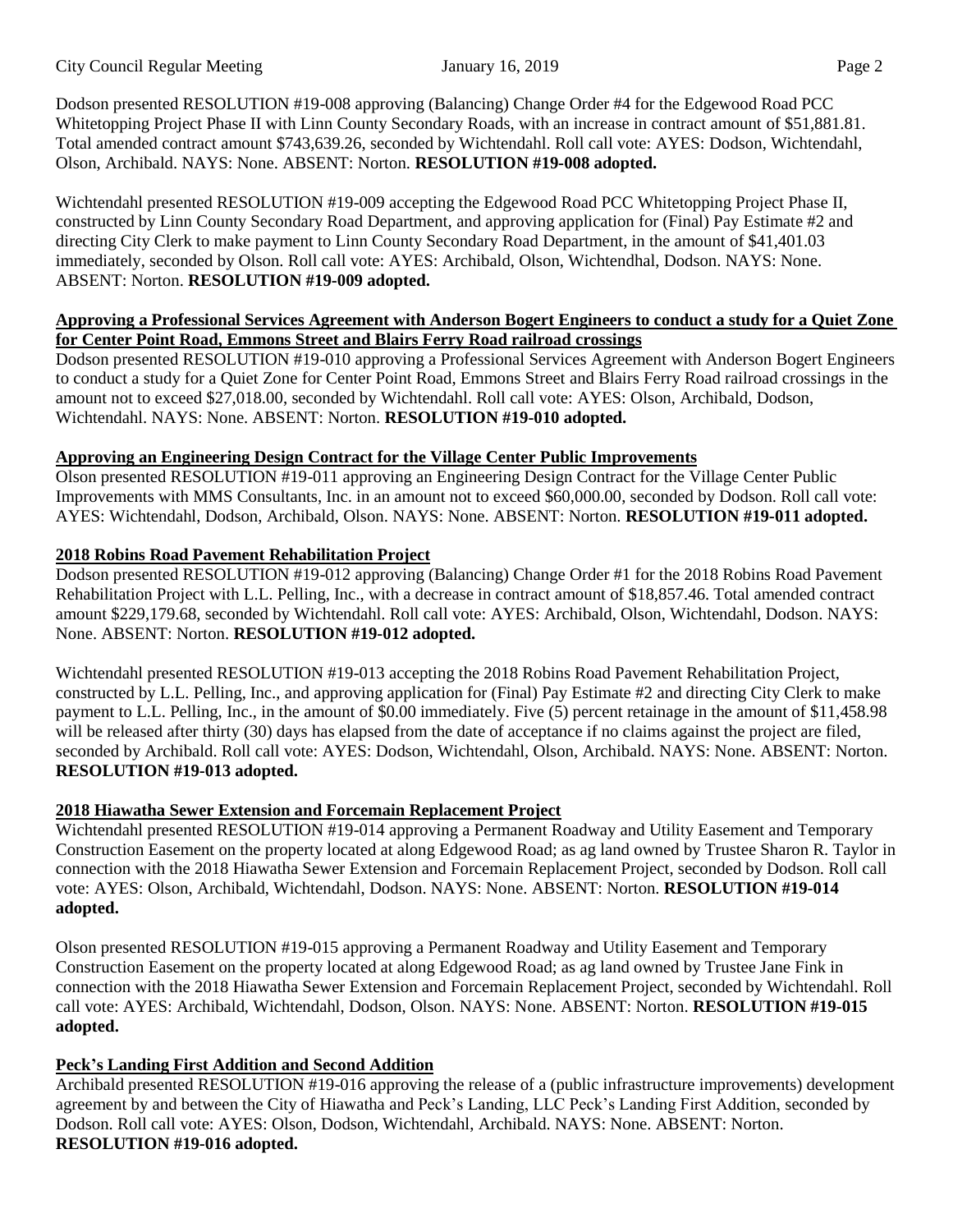Dodson presented RESOLUTION #19-008 approving (Balancing) Change Order #4 for the Edgewood Road PCC Whitetopping Project Phase II with Linn County Secondary Roads, with an increase in contract amount of $51,881.81. Total amended contract amount $743,639.26, seconded by Wichtendahl. Roll call vote: AYES: Dodson, Wichtendahl, Olson, Archibald. NAYS: None. ABSENT: Norton. **RESOLUTION #19-008 adopted.**

Wichtendahl presented RESOLUTION #19-009 accepting the Edgewood Road PCC Whitetopping Project Phase II, constructed by Linn County Secondary Road Department, and approving application for (Final) Pay Estimate #2 and directing City Clerk to make payment to Linn County Secondary Road Department, in the amount of $41,401.03 immediately, seconded by Olson. Roll call vote: AYES: Archibald, Olson, Wichtendhal, Dodson. NAYS: None. ABSENT: Norton. **RESOLUTION #19-009 adopted.**

**Approving a Professional Services Agreement with Anderson Bogert Engineers to conduct a study for a Quiet Zone for Center Point Road, Emmons Street and Blairs Ferry Road railroad crossings**

Dodson presented RESOLUTION #19-010 approving a Professional Services Agreement with Anderson Bogert Engineers to conduct a study for a Quiet Zone for Center Point Road, Emmons Street and Blairs Ferry Road railroad crossings in the amount not to exceed $27,018.00, seconded by Wichtendahl. Roll call vote: AYES: Olson, Archibald, Dodson, Wichtendahl. NAYS: None. ABSENT: Norton. **RESOLUTION #19-010 adopted.**

**Approving an Engineering Design Contract for the Village Center Public Improvements**

Olson presented RESOLUTION #19-011 approving an Engineering Design Contract for the Village Center Public Improvements with MMS Consultants, Inc. in an amount not to exceed $60,000.00, seconded by Dodson. Roll call vote: AYES: Wichtendahl, Dodson, Archibald, Olson. NAYS: None. ABSENT: Norton. **RESOLUTION #19-011 adopted.**

**2018 Robins Road Pavement Rehabilitation Project**

Dodson presented RESOLUTION #19-012 approving (Balancing) Change Order #1 for the 2018 Robins Road Pavement Rehabilitation Project with L.L. Pelling, Inc., with a decrease in contract amount of $18,857.46. Total amended contract amount $229,179.68, seconded by Wichtendahl. Roll call vote: AYES: Archibald, Olson, Wichtendahl, Dodson. NAYS: None. ABSENT: Norton. **RESOLUTION #19-012 adopted.**

Wichtendahl presented RESOLUTION #19-013 accepting the 2018 Robins Road Pavement Rehabilitation Project, constructed by L.L. Pelling, Inc., and approving application for (Final) Pay Estimate #2 and directing City Clerk to make payment to L.L. Pelling, Inc., in the amount of $0.00 immediately. Five (5) percent retainage in the amount of $11,458.98 will be released after thirty (30) days has elapsed from the date of acceptance if no claims against the project are filed, seconded by Archibald. Roll call vote: AYES: Dodson, Wichtendahl, Olson, Archibald. NAYS: None. ABSENT: Norton. **RESOLUTION #19-013 adopted.**

**2018 Hiawatha Sewer Extension and Forcemain Replacement Project**

Wichtendahl presented RESOLUTION #19-014 approving a Permanent Roadway and Utility Easement and Temporary Construction Easement on the property located at along Edgewood Road; as ag land owned by Trustee Sharon R. Taylor in connection with the 2018 Hiawatha Sewer Extension and Forcemain Replacement Project, seconded by Dodson. Roll call vote: AYES: Olson, Archibald, Wichtendahl, Dodson. NAYS: None. ABSENT: Norton. **RESOLUTION #19-014 adopted.**

Olson presented RESOLUTION #19-015 approving a Permanent Roadway and Utility Easement and Temporary Construction Easement on the property located at along Edgewood Road; as ag land owned by Trustee Jane Fink in connection with the 2018 Hiawatha Sewer Extension and Forcemain Replacement Project, seconded by Wichtendahl. Roll call vote: AYES: Archibald, Wichtendahl, Dodson, Olson. NAYS: None. ABSENT: Norton. **RESOLUTION #19-015 adopted.**

**Peck's Landing First Addition and Second Addition**

Archibald presented RESOLUTION #19-016 approving the release of a (public infrastructure improvements) development agreement by and between the City of Hiawatha and Peck's Landing, LLC Peck's Landing First Addition, seconded by Dodson. Roll call vote: AYES: Olson, Dodson, Wichtendahl, Archibald. NAYS: None. ABSENT: Norton. **RESOLUTION #19-016 adopted.**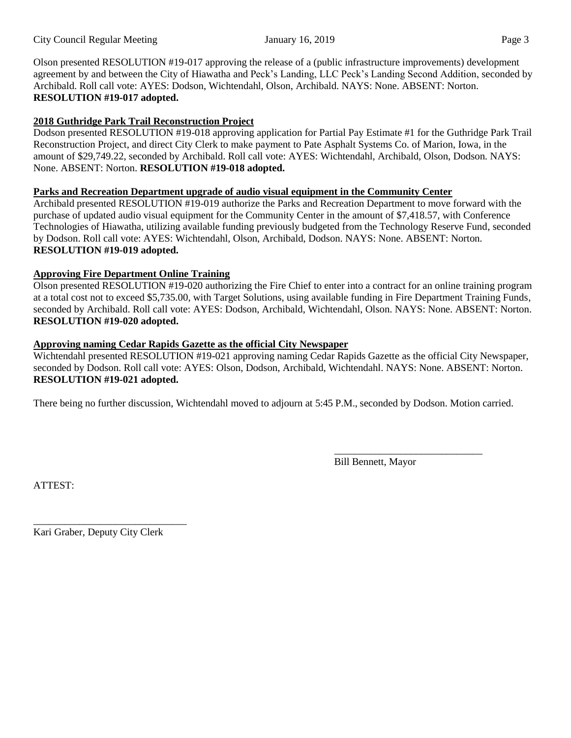Olson presented RESOLUTION #19-017 approving the release of a (public infrastructure improvements) development agreement by and between the City of Hiawatha and Peck's Landing, LLC Peck's Landing Second Addition, seconded by Archibald. Roll call vote: AYES: Dodson, Wichtendahl, Olson, Archibald. NAYS: None. ABSENT: Norton. **RESOLUTION #19-017 adopted.**

**2018 Guthridge Park Trail Reconstruction Project**

Dodson presented RESOLUTION #19-018 approving application for Partial Pay Estimate #1 for the Guthridge Park Trail Reconstruction Project, and direct City Clerk to make payment to Pate Asphalt Systems Co. of Marion, Iowa, in the amount of $29,749.22, seconded by Archibald. Roll call vote: AYES: Wichtendahl, Archibald, Olson, Dodson. NAYS: None. ABSENT: Norton. **RESOLUTION #19-018 adopted.**

**Parks and Recreation Department upgrade of audio visual equipment in the Community Center**

Archibald presented RESOLUTION #19-019 authorize the Parks and Recreation Department to move forward with the purchase of updated audio visual equipment for the Community Center in the amount of $7,418.57, with Conference Technologies of Hiawatha, utilizing available funding previously budgeted from the Technology Reserve Fund, seconded by Dodson. Roll call vote: AYES: Wichtendahl, Olson, Archibald, Dodson. NAYS: None. ABSENT: Norton. **RESOLUTION #19-019 adopted.**

**Approving Fire Department Online Training**

Olson presented RESOLUTION #19-020 authorizing the Fire Chief to enter into a contract for an online training program at a total cost not to exceed $5,735.00, with Target Solutions, using available funding in Fire Department Training Funds, seconded by Archibald. Roll call vote: AYES: Dodson, Archibald, Wichtendahl, Olson. NAYS: None. ABSENT: Norton. **RESOLUTION #19-020 adopted.**

**Approving naming Cedar Rapids Gazette as the official City Newspaper**

Wichtendahl presented RESOLUTION #19-021 approving naming Cedar Rapids Gazette as the official City Newspaper, seconded by Dodson. Roll call vote: AYES: Olson, Dodson, Archibald, Wichtendahl. NAYS: None. ABSENT: Norton. **RESOLUTION #19-021 adopted.**

There being no further discussion, Wichtendahl moved to adjourn at 5:45 P.M., seconded by Dodson. Motion carried.

_____________________________

Bill Bennett, Mayor

ATTEST:

_____________________________

Kari Graber, Deputy City Clerk